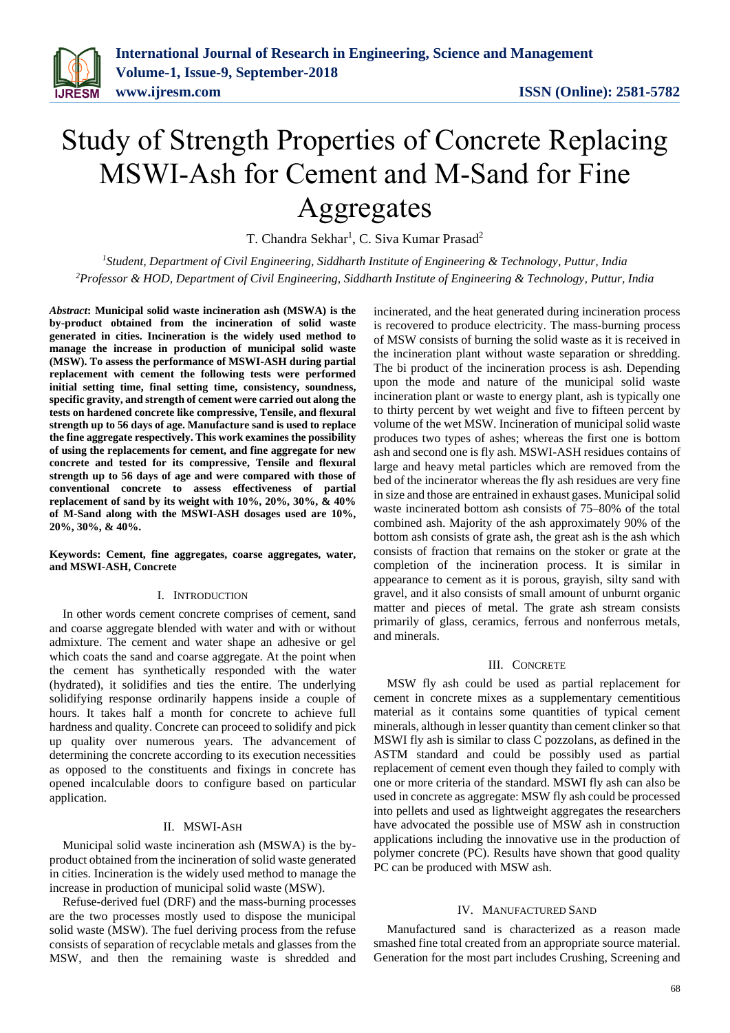# Study of Strength Properties of Concrete Replacing MSWI-Ash for Cement and M-Sand for Fine Aggregates

T. Chandra Sekhar[1], C. Siva Kumar Prasad[2]

[1]*Student, Department of Civil Engineering, Siddharth Institute of Engineering & Technology, Puttur, India*
[2]*Professor & HOD, Department of Civil Engineering, Siddharth Institute of Engineering & Technology, Puttur, India*

***Abstract*: Municipal solid waste incineration ash (MSWA) is the by-product obtained from the incineration of solid waste generated in cities. Incineration is the widely used method to manage the increase in production of municipal solid waste (MSW). To assess the performance of MSWI-ASH during partial replacement with cement the following tests were performed initial setting time, final setting time, consistency, soundness, specific gravity, and strength of cement were carried out along the tests on hardened concrete like compressive, Tensile, and flexural strength up to 56 days of age. Manufacture sand is used to replace the fine aggregate respectively. This work examines the possibility of using the replacements for cement, and fine aggregate for new concrete and tested for its compressive, Tensile and flexural strength up to 56 days of age and were compared with those of conventional concrete to assess effectiveness of partial replacement of sand by its weight with 10%, 20%, 30%, & 40% of M-Sand along with the MSWI-ASH dosages used are 10%, 20%, 30%, & 40%.**

**Keywords: Cement, fine aggregates, coarse aggregates, water, and MSWI-ASH, Concrete**

## I. Introduction

In other words cement concrete comprises of cement, sand and coarse aggregate blended with water and with or without admixture. The cement and water shape an adhesive or gel which coats the sand and coarse aggregate. At the point when the cement has synthetically responded with the water (hydrated), it solidifies and ties the entire. The underlying solidifying response ordinarily happens inside a couple of hours. It takes half a month for concrete to achieve full hardness and quality. Concrete can proceed to solidify and pick up quality over numerous years. The advancement of determining the concrete according to its execution necessities as opposed to the constituents and fixings in concrete has opened incalculable doors to configure based on particular application.

## II. MSWI-Ash

Municipal solid waste incineration ash (MSWA) is the by-product obtained from the incineration of solid waste generated in cities. Incineration is the widely used method to manage the increase in production of municipal solid waste (MSW).

Refuse-derived fuel (DRF) and the mass-burning processes are the two processes mostly used to dispose the municipal solid waste (MSW). The fuel deriving process from the refuse consists of separation of recyclable metals and glasses from the MSW, and then the remaining waste is shredded and incinerated, and the heat generated during incineration process is recovered to produce electricity. The mass-burning process of MSW consists of burning the solid waste as it is received in the incineration plant without waste separation or shredding. The bi product of the incineration process is ash. Depending upon the mode and nature of the municipal solid waste incineration plant or waste to energy plant, ash is typically one to thirty percent by wet weight and five to fifteen percent by volume of the wet MSW. Incineration of municipal solid waste produces two types of ashes; whereas the first one is bottom ash and second one is fly ash. MSWI-ASH residues contains of large and heavy metal particles which are removed from the bed of the incinerator whereas the fly ash residues are very fine in size and those are entrained in exhaust gases. Municipal solid waste incinerated bottom ash consists of 75–80% of the total combined ash. Majority of the ash approximately 90% of the bottom ash consists of grate ash, the great ash is the ash which consists of fraction that remains on the stoker or grate at the completion of the incineration process. It is similar in appearance to cement as it is porous, grayish, silty sand with gravel, and it also consists of small amount of unburnt organic matter and pieces of metal. The grate ash stream consists primarily of glass, ceramics, ferrous and nonferrous metals, and minerals.

## III. Concrete

MSW fly ash could be used as partial replacement for cement in concrete mixes as a supplementary cementitious material as it contains some quantities of typical cement minerals, although in lesser quantity than cement clinker so that MSWI fly ash is similar to class C pozzolans, as defined in the ASTM standard and could be possibly used as partial replacement of cement even though they failed to comply with one or more criteria of the standard. MSWI fly ash can also be used in concrete as aggregate: MSW fly ash could be processed into pellets and used as lightweight aggregates the researchers have advocated the possible use of MSW ash in construction applications including the innovative use in the production of polymer concrete (PC). Results have shown that good quality PC can be produced with MSW ash.

## IV. Manufactured Sand

Manufactured sand is characterized as a reason made smashed fine total created from an appropriate source material. Generation for the most part includes Crushing, Screening and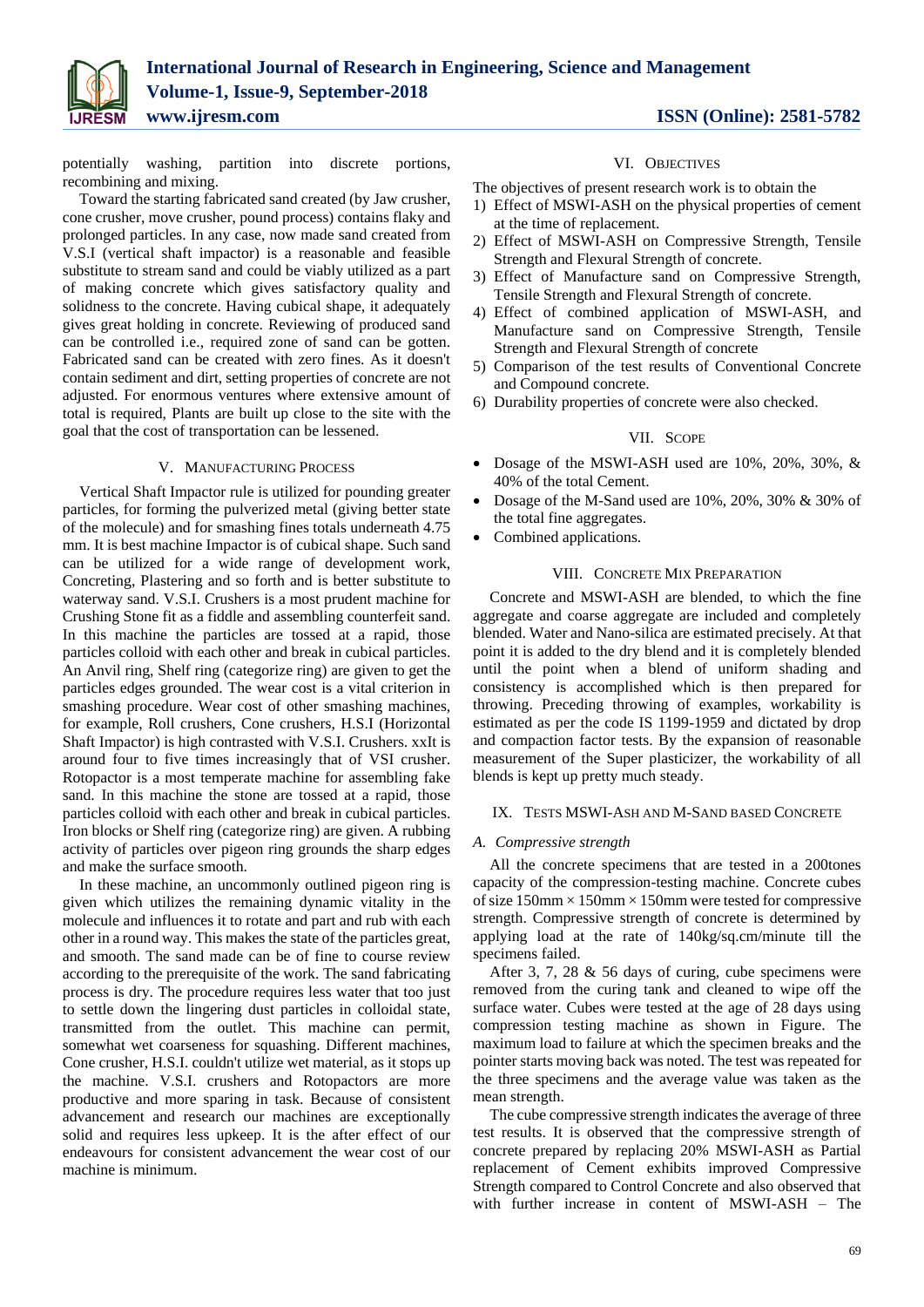potentially washing, partition into discrete portions, recombining and mixing.

Toward the starting fabricated sand created (by Jaw crusher, cone crusher, move crusher, pound process) contains flaky and prolonged particles. In any case, now made sand created from V.S.I (vertical shaft impactor) is a reasonable and feasible substitute to stream sand and could be viably utilized as a part of making concrete which gives satisfactory quality and solidness to the concrete. Having cubical shape, it adequately gives great holding in concrete. Reviewing of produced sand can be controlled i.e., required zone of sand can be gotten. Fabricated sand can be created with zero fines. As it doesn't contain sediment and dirt, setting properties of concrete are not adjusted. For enormous ventures where extensive amount of total is required, Plants are built up close to the site with the goal that the cost of transportation can be lessened.

## V. Manufacturing Process

Vertical Shaft Impactor rule is utilized for pounding greater particles, for forming the pulverized metal (giving better state of the molecule) and for smashing fines totals underneath 4.75 mm. It is best machine Impactor is of cubical shape. Such sand can be utilized for a wide range of development work, Concreting, Plastering and so forth and is better substitute to waterway sand. V.S.I. Crushers is a most prudent machine for Crushing Stone fit as a fiddle and assembling counterfeit sand. In this machine the particles are tossed at a rapid, those particles colloid with each other and break in cubical particles. An Anvil ring, Shelf ring (categorize ring) are given to get the particles edges grounded. The wear cost is a vital criterion in smashing procedure. Wear cost of other smashing machines, for example, Roll crushers, Cone crushers, H.S.I (Horizontal Shaft Impactor) is high contrasted with V.S.I. Crushers. xxIt is around four to five times increasingly that of VSI crusher. Rotopactor is a most temperate machine for assembling fake sand. In this machine the stone are tossed at a rapid, those particles colloid with each other and break in cubical particles. Iron blocks or Shelf ring (categorize ring) are given. A rubbing activity of particles over pigeon ring grounds the sharp edges and make the surface smooth.

In these machine, an uncommonly outlined pigeon ring is given which utilizes the remaining dynamic vitality in the molecule and influences it to rotate and part and rub with each other in a round way. This makes the state of the particles great, and smooth. The sand made can be of fine to course review according to the prerequisite of the work. The sand fabricating process is dry. The procedure requires less water that too just to settle down the lingering dust particles in colloidal state, transmitted from the outlet. This machine can permit, somewhat wet coarseness for squashing. Different machines, Cone crusher, H.S.I. couldn't utilize wet material, as it stops up the machine. V.S.I. crushers and Rotopactors are more productive and more sparing in task. Because of consistent advancement and research our machines are exceptionally solid and requires less upkeep. It is the after effect of our endeavours for consistent advancement the wear cost of our machine is minimum.

## VI. Objectives

The objectives of present research work is to obtain the

1) Effect of MSWI-ASH on the physical properties of cement at the time of replacement.
2) Effect of MSWI-ASH on Compressive Strength, Tensile Strength and Flexural Strength of concrete.
3) Effect of Manufacture sand on Compressive Strength, Tensile Strength and Flexural Strength of concrete.
4) Effect of combined application of MSWI-ASH, and Manufacture sand on Compressive Strength, Tensile Strength and Flexural Strength of concrete
5) Comparison of the test results of Conventional Concrete and Compound concrete.
6) Durability properties of concrete were also checked.

## VII. Scope

- Dosage of the MSWI-ASH used are 10%, 20%, 30%, & 40% of the total Cement.
- Dosage of the M-Sand used are 10%, 20%, 30% & 30% of the total fine aggregates.
- Combined applications.

## VIII. Concrete Mix Preparation

Concrete and MSWI-ASH are blended, to which the fine aggregate and coarse aggregate are included and completely blended. Water and Nano-silica are estimated precisely. At that point it is added to the dry blend and it is completely blended until the point when a blend of uniform shading and consistency is accomplished which is then prepared for throwing. Preceding throwing of examples, workability is estimated as per the code IS 1199-1959 and dictated by drop and compaction factor tests. By the expansion of reasonable measurement of the Super plasticizer, the workability of all blends is kept up pretty much steady.

## IX. Tests MSWI-Ash and M-Sand based Concrete

### *A. Compressive strength*

All the concrete specimens that are tested in a 200tones capacity of the compression-testing machine. Concrete cubes of size 150mm × 150mm × 150mm were tested for compressive strength. Compressive strength of concrete is determined by applying load at the rate of 140kg/sq.cm/minute till the specimens failed.

After 3, 7, 28 & 56 days of curing, cube specimens were removed from the curing tank and cleaned to wipe off the surface water. Cubes were tested at the age of 28 days using compression testing machine as shown in Figure. The maximum load to failure at which the specimen breaks and the pointer starts moving back was noted. The test was repeated for the three specimens and the average value was taken as the mean strength.

The cube compressive strength indicates the average of three test results. It is observed that the compressive strength of concrete prepared by replacing 20% MSWI-ASH as Partial replacement of Cement exhibits improved Compressive Strength compared to Control Concrete and also observed that with further increase in content of MSWI-ASH – The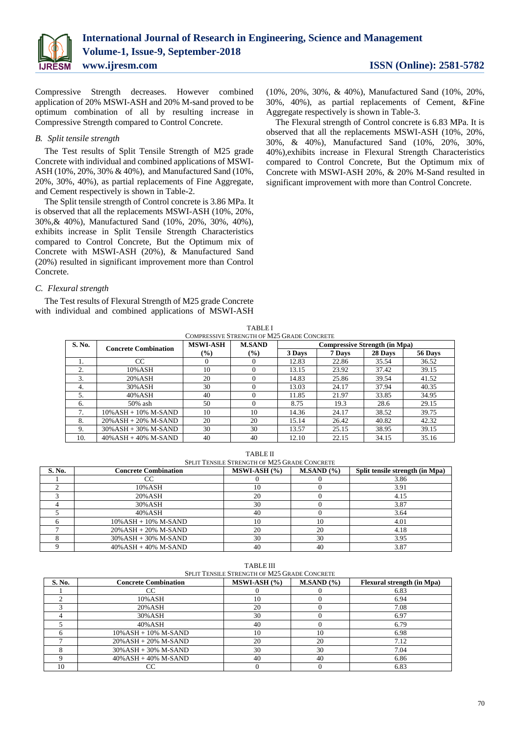Compressive Strength decreases. However combined application of 20% MSWI-ASH and 20% M-sand proved to be optimum combination of all by resulting increase in Compressive Strength compared to Control Concrete.

### *B. Split tensile strength*

The Test results of Split Tensile Strength of M25 grade Concrete with individual and combined applications of MSWI-ASH (10%, 20%, 30% & 40%), and Manufactured Sand (10%, 20%, 30%, 40%), as partial replacements of Fine Aggregate, and Cement respectively is shown in Table-2.

The Split tensile strength of Control concrete is 3.86 MPa. It is observed that all the replacements MSWI-ASH (10%, 20%, 30%,& 40%), Manufactured Sand (10%, 20%, 30%, 40%), exhibits increase in Split Tensile Strength Characteristics compared to Control Concrete, But the Optimum mix of Concrete with MSWI-ASH (20%), & Manufactured Sand (20%) resulted in significant improvement more than Control Concrete.

### *C. Flexural strength*

The Test results of Flexural Strength of M25 grade Concrete with individual and combined applications of MSWI-ASH (10%, 20%, 30%, & 40%), Manufactured Sand (10%, 20%, 30%, 40%), as partial replacements of Cement, &Fine Aggregate respectively is shown in Table-3.

The Flexural strength of Control concrete is 6.83 MPa. It is observed that all the replacements MSWI-ASH (10%, 20%, 30%, & 40%), Manufactured Sand (10%, 20%, 30%, 40%),exhibits increase in Flexural Strength Characteristics compared to Control Concrete, But the Optimum mix of Concrete with MSWI-ASH 20%, & 20% M-Sand resulted in significant improvement with more than Control Concrete.

TABLE I
COMPRESSIVE STRENGTH OF M25 GRADE CONCRETE

| S. No. | Concrete Combination | MSWI-ASH (%) | M.SAND (%) | Compressive Strength (in Mpa) | | | |
|---|---|---|---|---|---|---|---|
| | | | | 3 Days | 7 Days | 28 Days | 56 Days |
| 1. | CC | 0 | 0 | 12.83 | 22.86 | 35.54 | 36.52 |
| 2. | 10%ASH | 10 | 0 | 13.15 | 23.92 | 37.42 | 39.15 |
| 3. | 20%ASH | 20 | 0 | 14.83 | 25.86 | 39.54 | 41.52 |
| 4. | 30%ASH | 30 | 0 | 13.03 | 24.17 | 37.94 | 40.35 |
| 5. | 40%ASH | 40 | 0 | 11.85 | 21.97 | 33.85 | 34.95 |
| 6. | 50% ash | 50 | 0 | 8.75 | 19.3 | 28.6 | 29.15 |
| 7. | 10%ASH + 10% M-SAND | 10 | 10 | 14.36 | 24.17 | 38.52 | 39.75 |
| 8. | 20%ASH + 20% M-SAND | 20 | 20 | 15.14 | 26.42 | 40.82 | 42.32 |
| 9. | 30%ASH + 30% M-SAND | 30 | 30 | 13.57 | 25.15 | 38.95 | 39.15 |
| 10. | 40%ASH + 40% M-SAND | 40 | 40 | 12.10 | 22.15 | 34.15 | 35.16 |

TABLE II
SPLIT TENSILE STRENGTH OF M25 GRADE CONCRETE

| S. No. | Concrete Combination | MSWI-ASH (%) | M.SAND (%) | Split tensile strength (in Mpa) |
|---|---|---|---|---|
| 1 | CC | 0 | 0 | 3.86 |
| 2 | 10%ASH | 10 | 0 | 3.91 |
| 3 | 20%ASH | 20 | 0 | 4.15 |
| 4 | 30%ASH | 30 | 0 | 3.87 |
| 5 | 40%ASH | 40 | 0 | 3.64 |
| 6 | 10%ASH + 10% M-SAND | 10 | 10 | 4.01 |
| 7 | 20%ASH + 20% M-SAND | 20 | 20 | 4.18 |
| 8 | 30%ASH + 30% M-SAND | 30 | 30 | 3.95 |
| 9 | 40%ASH + 40% M-SAND | 40 | 40 | 3.87 |

TABLE III
SPLIT TENSILE STRENGTH OF M25 GRADE CONCRETE

| S. No. | Concrete Combination | MSWI-ASH (%) | M.SAND (%) | Flexural strength (in Mpa) |
|---|---|---|---|---|
| 1 | CC | 0 | 0 | 6.83 |
| 2 | 10%ASH | 10 | 0 | 6.94 |
| 3 | 20%ASH | 20 | 0 | 7.08 |
| 4 | 30%ASH | 30 | 0 | 6.97 |
| 5 | 40%ASH | 40 | 0 | 6.79 |
| 6 | 10%ASH + 10% M-SAND | 10 | 10 | 6.98 |
| 7 | 20%ASH + 20% M-SAND | 20 | 20 | 7.12 |
| 8 | 30%ASH + 30% M-SAND | 30 | 30 | 7.04 |
| 9 | 40%ASH + 40% M-SAND | 40 | 40 | 6.86 |
| 10 | CC | 0 | 0 | 6.83 |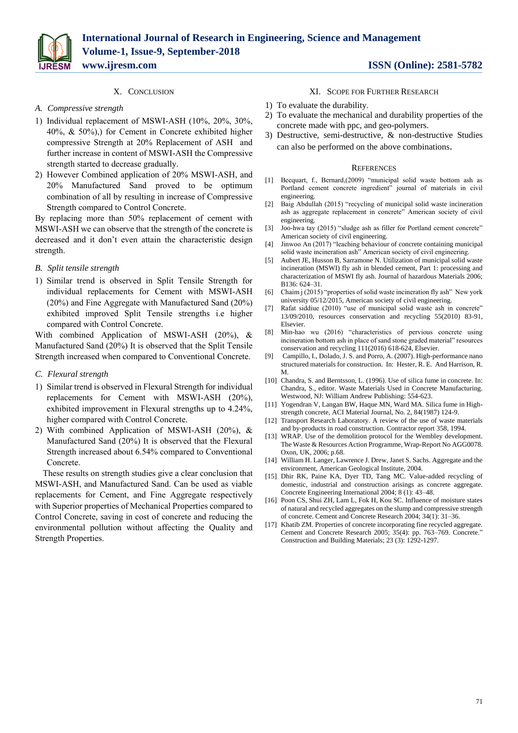## X. Conclusion

### A. Compressive strength

1) Individual replacement of MSWI-ASH (10%, 20%, 30%, 40%, & 50%),) for Cement in Concrete exhibited higher compressive Strength at 20% Replacement of ASH and further increase in content of MSWI-ASH the Compressive strength started to decrease gradually.
2) However Combined application of 20% MSWI-ASH, and 20% Manufactured Sand proved to be optimum combination of all by resulting in increase of Compressive Strength compared to Control Concrete.

By replacing more than 50% replacement of cement with MSWI-ASH we can observe that the strength of the concrete is decreased and it don't even attain the characteristic design strength.

### B. Split tensile strength

1) Similar trend is observed in Split Tensile Strength for individual replacements for Cement with MSWI-ASH (20%) and Fine Aggregate with Manufactured Sand (20%) exhibited improved Split Tensile strengths i.e higher compared with Control Concrete.

With combined Application of MSWI-ASH (20%), & Manufactured Sand (20%) It is observed that the Split Tensile Strength increased when compared to Conventional Concrete.

### C. Flexural strength

1) Similar trend is observed in Flexural Strength for individual replacements for Cement with MSWI-ASH (20%), exhibited improvement in Flexural strengths up to 4.24%, higher compared with Control Concrete.
2) With combined Application of MSWI-ASH (20%), & Manufactured Sand (20%) It is observed that the Flexural Strength increased about 6.54% compared to Conventional Concrete.

These results on strength studies give a clear conclusion that MSWI-ASH, and Manufactured Sand. Can be used as viable replacements for Cement, and Fine Aggregate respectively with Superior properties of Mechanical Properties compared to Control Concrete, saving in cost of concrete and reducing the environmental pollution without affecting the Quality and Strength Properties.

## XI. Scope for Further Research

1) To evaluate the durability.
2) To evaluate the mechanical and durability properties of the concrete made with ppc, and geo-polymers.
3) Destructive, semi-destructive, & non-destructive Studies can also be performed on the above combinations.

## References

[1] Becquart, f., Bernard,(2009) "municipal solid waste bottom ash as Portland cement concrete ingredient" journal of materials in civil engineering.

[2] Baig Abdullah (2015) "recycling of municipal solid waste incineration ash as aggregate replacement in concrete" American society of civil engineering.

[3] Joo-hwa tay (2015) "sludge ash as filler for Portland cement concrete" American society of civil engineering.

[4] Jinwoo An (2017) "leaching behaviour of concrete containing municipal solid waste incineration ash" American society of civil engineering.

[5] Aubert JE, Husson B, Sarramone N. Utilization of municipal solid waste incineration (MSWI) fly ash in blended cement, Part 1: processing and characterization of MSWI fly ash. Journal of hazardous Materials 2006; B136: 624–31.

[6] Chaim j (2015) "properties of solid waste incineration fly ash" New york university 05/12/2015, American society of civil engineering.

[7] Rafat siddiue (2010) "use of municipal solid waste ash in concrete" 13/09/2010, resources conservation and recycling 55(2010) 83-91, Elsevier.

[8] Min-hao wu (2016) "characteristics of pervious concrete using incineration bottom ash in place of sand stone graded material" resources conservation and recycling 111(2016) 618-624, Elsevier.

[9] Campillo, I., Dolado, J. S. and Porro, A. (2007). High-performance nano structured materials for construction. In: Hester, R. E. And Harrison, R. M.

[10] Chandra, S. and Berntsson, L. (1996). Use of silica fume in concrete. In: Chandra, S., editor. Waste Materials Used in Concrete Manufacturing. Westwood, NJ: William Andrew Publishing: 554-623.

[11] Yogendran V, Langan BW, Haque MN, Ward MA. Silica fume in High-strength concrete, ACI Material Journal, No. 2, 84(1987) 124-9.

[12] Transport Research Laboratory. A review of the use of waste materials and by-products in road construction. Contractor report 358, 1994.

[13] WRAP. Use of the demolition protocol for the Wembley development. The Waste & Resources Action Programme, Wrap-Report No AGG0078. Oxon, UK, 2006; p.68.

[14] William H. Langer, Lawrence J. Drew, Janet S. Sachs. Aggregate and the environment, American Geological Institute, 2004.

[15] Dhir RK, Paine KA, Dyer TD, Tang MC. Value-added recycling of domestic, industrial and construction arisings as concrete aggregate. Concrete Engineering International 2004; 8 (1): 43–48.

[16] Poon CS, Shui ZH, Lam L, Fok H, Kou SC. Influence of moisture states of natural and recycled aggregates on the slump and compressive strength of concrete. Cement and Concrete Research 2004; 34(1): 31–36.

[17] Khatib ZM. Properties of concrete incorporating fine recycled aggregate. Cement and Concrete Research 2005; 35(4): pp. 763–769. Concrete." Construction and Building Materials; 23 (3): 1292-1297.